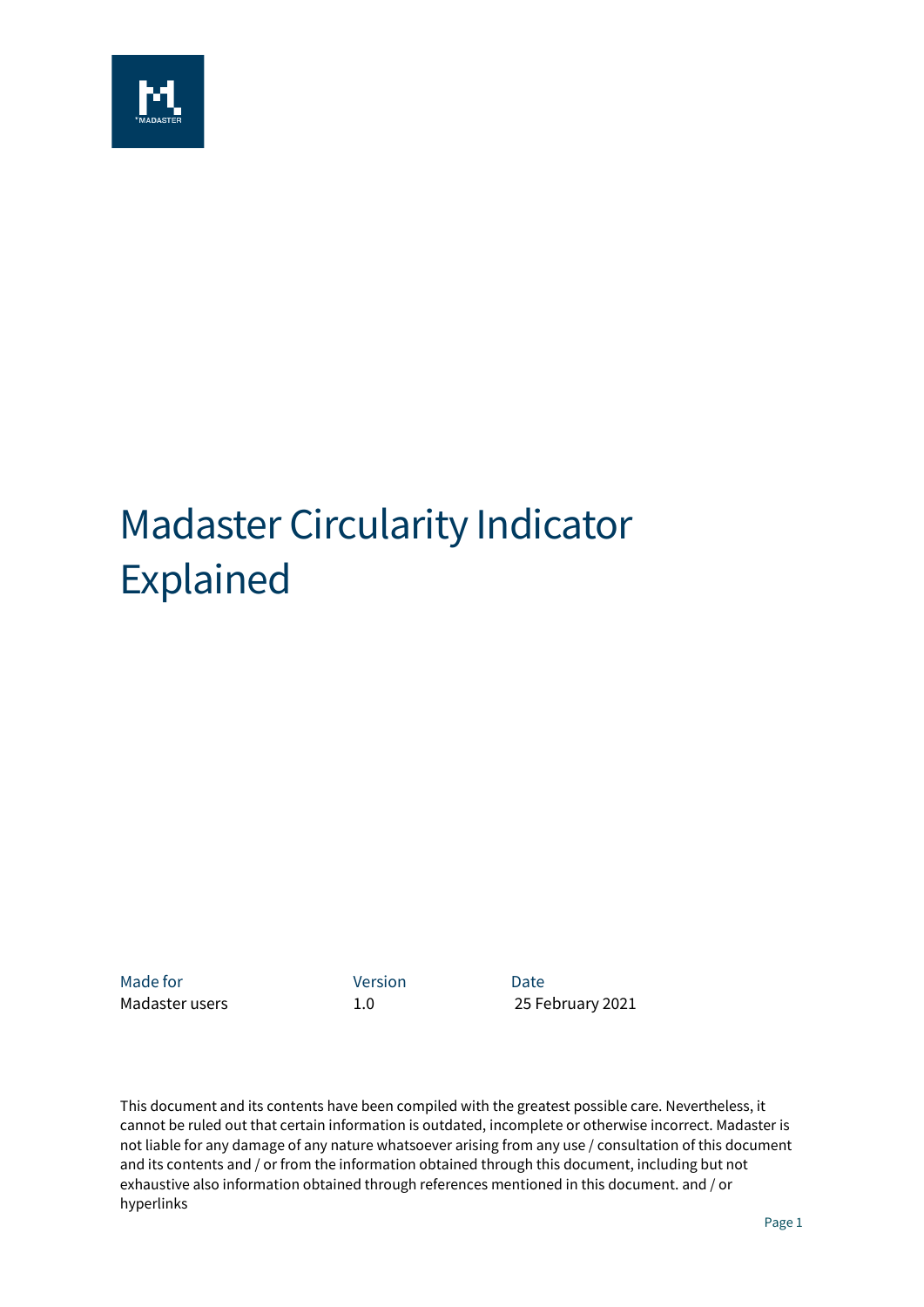# Madaster Circularity Indicator Explained

| Made for | Version | Date |
| --- | --- | --- |
| Madaster users | 1.0 | 25 February 2021 |

This document and its contents have been compiled with the greatest possible care. Nevertheless, it cannot be ruled out that certain information is outdated, incomplete or otherwise incorrect. Madaster is not liable for any damage of any nature whatsoever arising from any use / consultation of this document and its contents and / or from the information obtained through this document, including but not exhaustive also information obtained through references mentioned in this document. and / or hyperlinks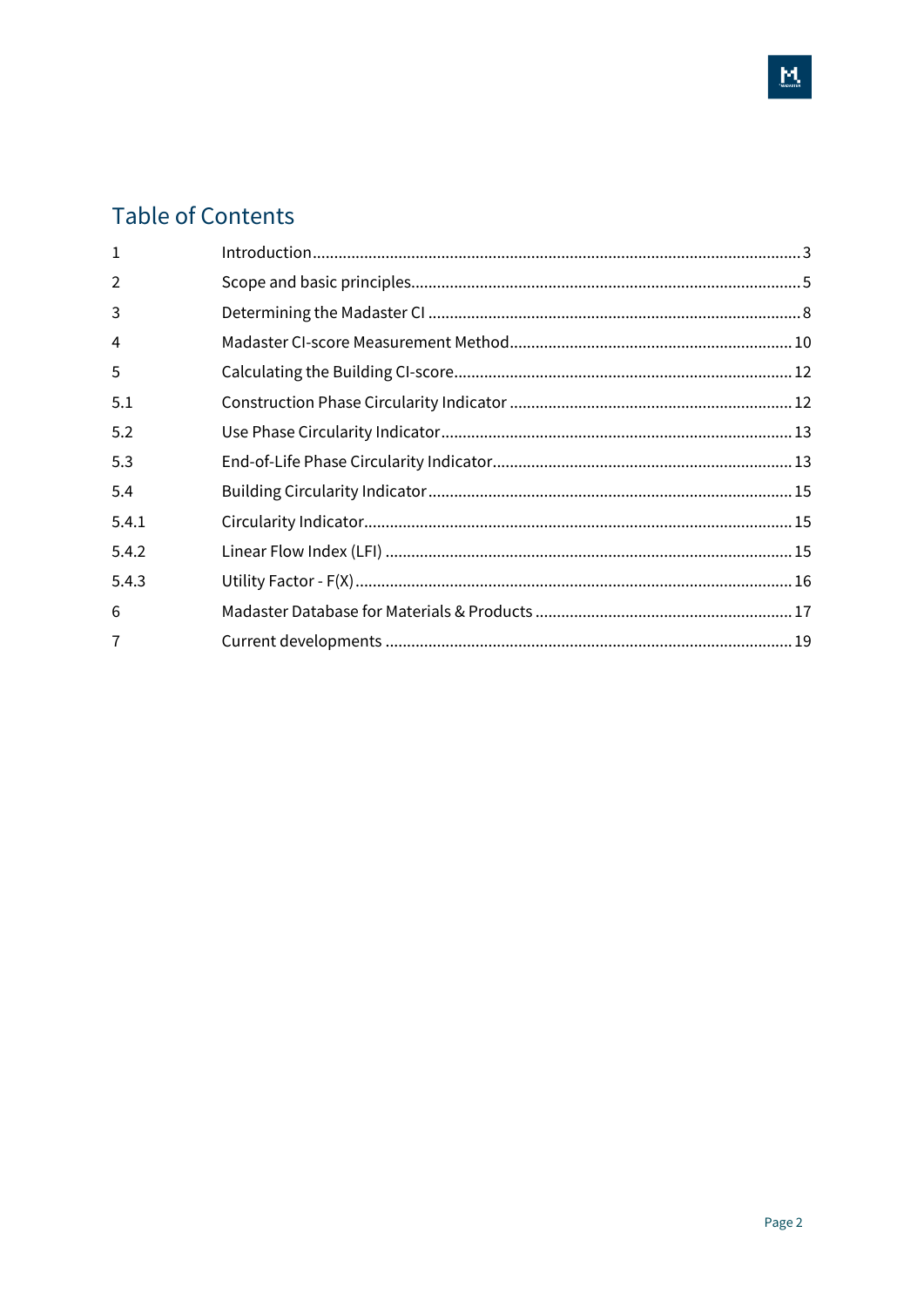## Table of Contents

| | | |
|---|---|---|
| 1 | Introduction | 3 |
| 2 | Scope and basic principles | 5 |
| 3 | Determining the Madaster CI | 8 |
| 4 | Madaster CI-score Measurement Method | 10 |
| 5 | Calculating the Building CI-score | 12 |
| 5.1 | Construction Phase Circularity Indicator | 12 |
| 5.2 | Use Phase Circularity Indicator | 13 |
| 5.3 | End-of-Life Phase Circularity Indicator | 13 |
| 5.4 | Building Circularity Indicator | 15 |
| 5.4.1 | Circularity Indicator | 15 |
| 5.4.2 | Linear Flow Index (LFI) | 15 |
| 5.4.3 | Utility Factor - F(X) | 16 |
| 6 | Madaster Database for Materials & Products | 17 |
| 7 | Current developments | 19 |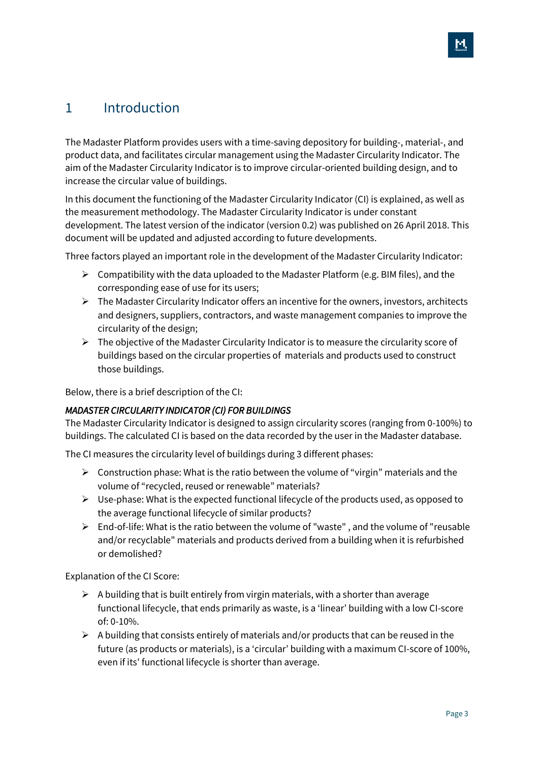# 1 Introduction

The Madaster Platform provides users with a time-saving depository for building-, material-, and product data, and facilitates circular management using the Madaster Circularity Indicator. The aim of the Madaster Circularity Indicator is to improve circular-oriented building design, and to increase the circular value of buildings.

In this document the functioning of the Madaster Circularity Indicator (CI) is explained, as well as the measurement methodology. The Madaster Circularity Indicator is under constant development. The latest version of the indicator (version 0.2) was published on 26 April 2018. This document will be updated and adjusted according to future developments.

Three factors played an important role in the development of the Madaster Circularity Indicator:

- Compatibility with the data uploaded to the Madaster Platform (e.g. BIM files), and the corresponding ease of use for its users;
- The Madaster Circularity Indicator offers an incentive for the owners, investors, architects and designers, suppliers, contractors, and waste management companies to improve the circularity of the design;
- The objective of the Madaster Circularity Indicator is to measure the circularity score of buildings based on the circular properties of materials and products used to construct those buildings.

Below, there is a brief description of the CI:

*MADASTER CIRCULARITY INDICATOR (CI) FOR BUILDINGS*

The Madaster Circularity Indicator is designed to assign circularity scores (ranging from 0-100%) to buildings. The calculated CI is based on the data recorded by the user in the Madaster database.

The CI measures the circularity level of buildings during 3 different phases:

- Construction phase: What is the ratio between the volume of “virgin” materials and the volume of “recycled, reused or renewable” materials?
- Use-phase: What is the expected functional lifecycle of the products used, as opposed to the average functional lifecycle of similar products?
- End-of-life: What is the ratio between the volume of "waste" , and the volume of "reusable and/or recyclable" materials and products derived from a building when it is refurbished or demolished?

Explanation of the CI Score:

- A building that is built entirely from virgin materials, with a shorter than average functional lifecycle, that ends primarily as waste, is a ‘linear’ building with a low CI-score of: 0-10%.
- A building that consists entirely of materials and/or products that can be reused in the future (as products or materials), is a ‘circular’ building with a maximum CI-score of 100%, even if its' functional lifecycle is shorter than average.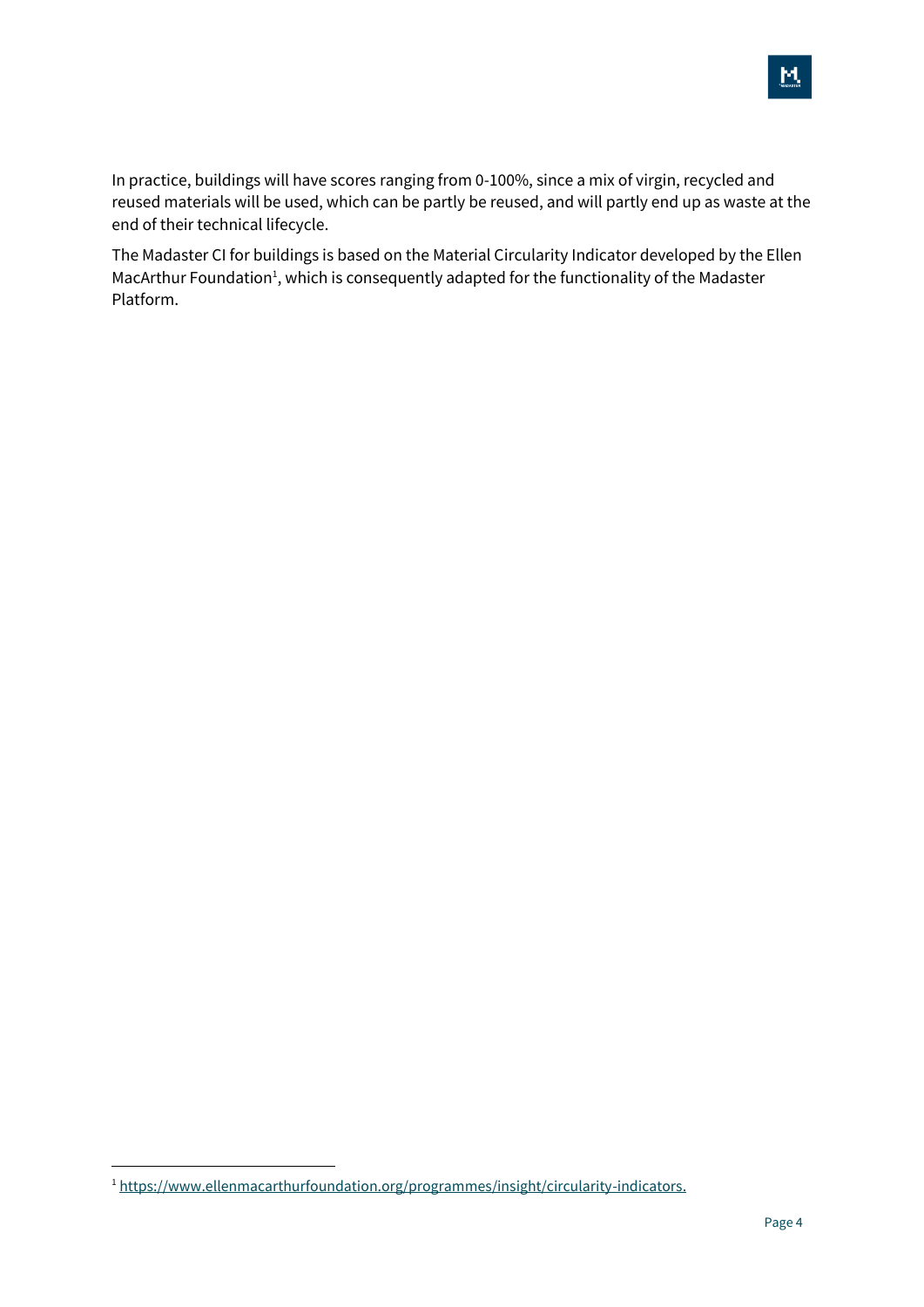In practice, buildings will have scores ranging from 0-100%, since a mix of virgin, recycled and reused materials will be used, which can be partly be reused, and will partly end up as waste at the end of their technical lifecycle.

The Madaster CI for buildings is based on the Material Circularity Indicator developed by the Ellen MacArthur Foundation[1], which is consequently adapted for the functionality of the Madaster Platform.

[1] https://www.ellenmacarthurfoundation.org/programmes/insight/circularity-indicators.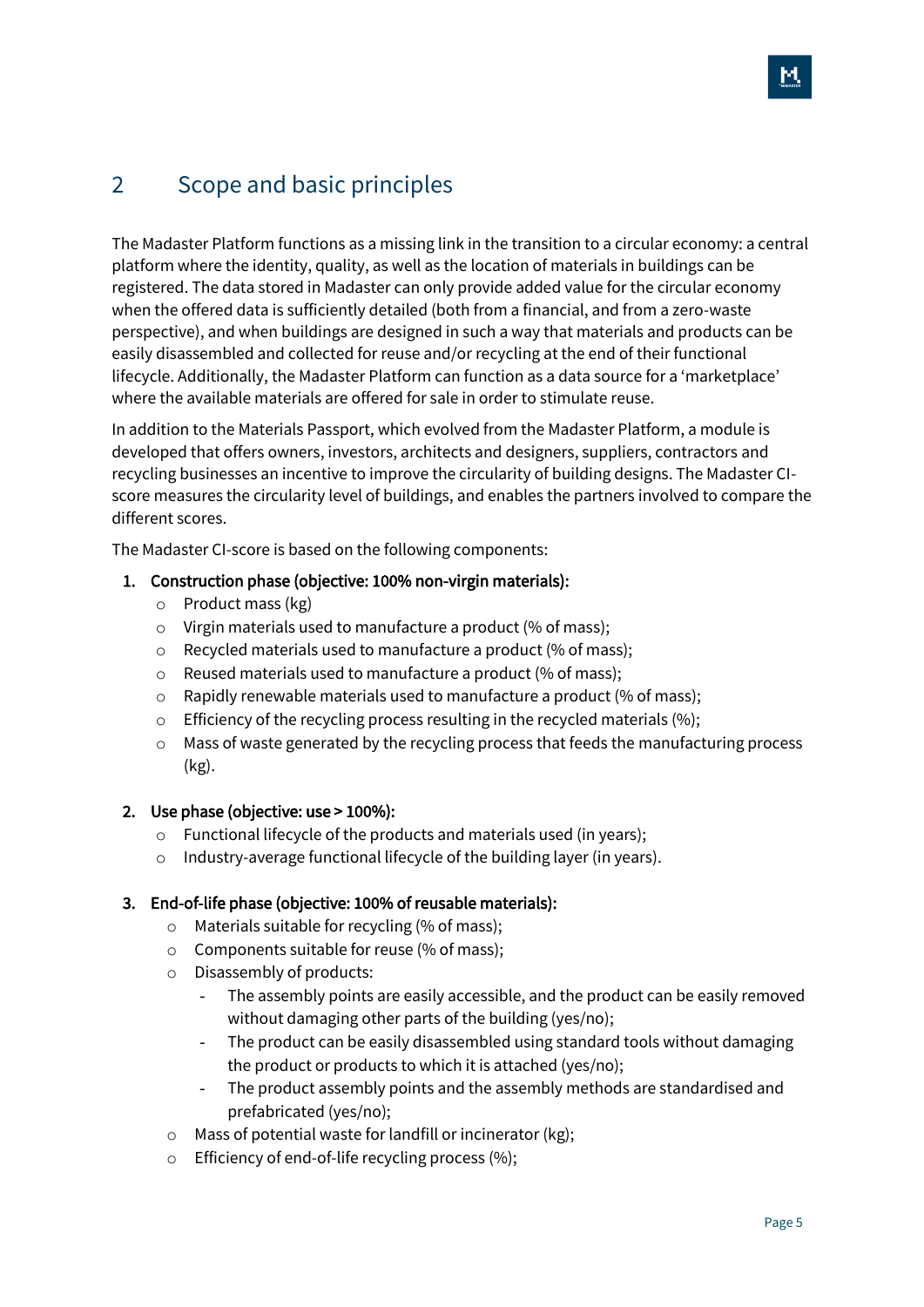## 2 Scope and basic principles

The Madaster Platform functions as a missing link in the transition to a circular economy: a central platform where the identity, quality, as well as the location of materials in buildings can be registered. The data stored in Madaster can only provide added value for the circular economy when the offered data is sufficiently detailed (both from a financial, and from a zero-waste perspective), and when buildings are designed in such a way that materials and products can be easily disassembled and collected for reuse and/or recycling at the end of their functional lifecycle. Additionally, the Madaster Platform can function as a data source for a 'marketplace' where the available materials are offered for sale in order to stimulate reuse.

In addition to the Materials Passport, which evolved from the Madaster Platform, a module is developed that offers owners, investors, architects and designers, suppliers, contractors and recycling businesses an incentive to improve the circularity of building designs. The Madaster CI-score measures the circularity level of buildings, and enables the partners involved to compare the different scores.

The Madaster CI-score is based on the following components:

1. **Construction phase (objective: 100% non-virgin materials):**
   - Product mass (kg)
   - Virgin materials used to manufacture a product (% of mass);
   - Recycled materials used to manufacture a product (% of mass);
   - Reused materials used to manufacture a product (% of mass);
   - Rapidly renewable materials used to manufacture a product (% of mass);
   - Efficiency of the recycling process resulting in the recycled materials (%);
   - Mass of waste generated by the recycling process that feeds the manufacturing process (kg).

2. **Use phase (objective: use > 100%):**
   - Functional lifecycle of the products and materials used (in years);
   - Industry-average functional lifecycle of the building layer (in years).

3. **End-of-life phase (objective: 100% of reusable materials):**
   - Materials suitable for recycling (% of mass);
   - Components suitable for reuse (% of mass);
   - Disassembly of products:
     - The assembly points are easily accessible, and the product can be easily removed without damaging other parts of the building (yes/no);
     - The product can be easily disassembled using standard tools without damaging the product or products to which it is attached (yes/no);
     - The product assembly points and the assembly methods are standardised and prefabricated (yes/no);
   - Mass of potential waste for landfill or incinerator (kg);
   - Efficiency of end-of-life recycling process (%);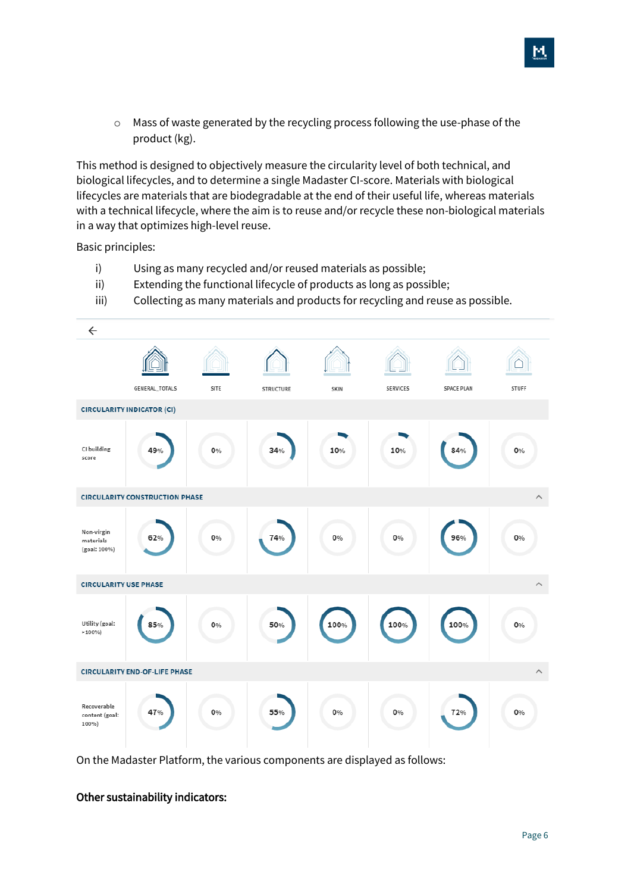- Mass of waste generated by the recycling process following the use-phase of the product (kg).

This method is designed to objectively measure the circularity level of both technical, and biological lifecycles, and to determine a single Madaster CI-score. Materials with biological lifecycles are materials that are biodegradable at the end of their useful life, whereas materials with a technical lifecycle, where the aim is to reuse and/or recycle these non-biological materials in a way that optimizes high-level reuse.

Basic principles:

i) Using as many recycled and/or reused materials as possible;
ii) Extending the functional lifecycle of products as long as possible;
iii) Collecting as many materials and products for recycling and reuse as possible.

| | GENERAL_TOTALS | SITE | STRUCTURE | SKIN | SERVICES | SPACE PLAN | STUFF |
|---|---|---|---|---|---|---|---|
| **CIRCULARITY INDICATOR (CI)** | | | | | | | |
| CI building score | 49% | 0% | 34% | 10% | 10% | 84% | 0% |
| **CIRCULARITY CONSTRUCTION PHASE** | | | | | | | |
| Non-virgin materials (goal: 100%) | 62% | 0% | 74% | 0% | 0% | 96% | 0% |
| **CIRCULARITY USE PHASE** | | | | | | | |
| Utility (goal: >100%) | 85% | 0% | 50% | 100% | 100% | 100% | 0% |
| **CIRCULARITY END-OF-LIFE PHASE** | | | | | | | |
| Recoverable content (goal: 100%) | 47% | 0% | 55% | 0% | 0% | 72% | 0% |

On the Madaster Platform, the various components are displayed as follows:

**Other sustainability indicators:**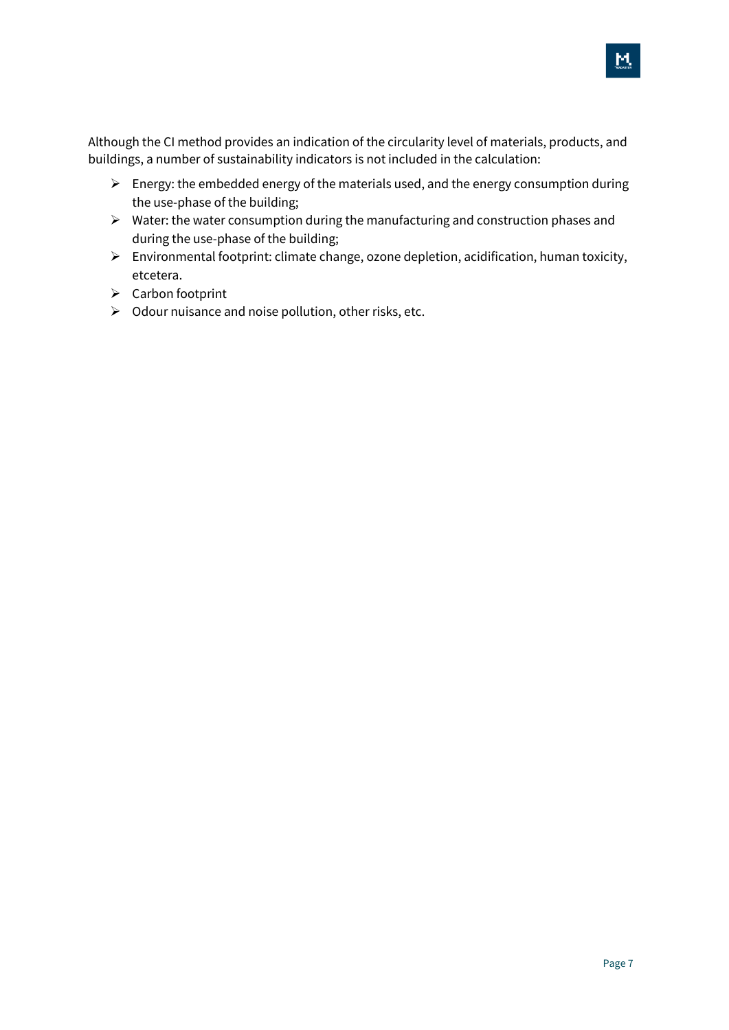Although the CI method provides an indication of the circularity level of materials, products, and buildings, a number of sustainability indicators is not included in the calculation:

- Energy: the embedded energy of the materials used, and the energy consumption during the use-phase of the building;
- Water: the water consumption during the manufacturing and construction phases and during the use-phase of the building;
- Environmental footprint: climate change, ozone depletion, acidification, human toxicity, etcetera.
- Carbon footprint
- Odour nuisance and noise pollution, other risks, etc.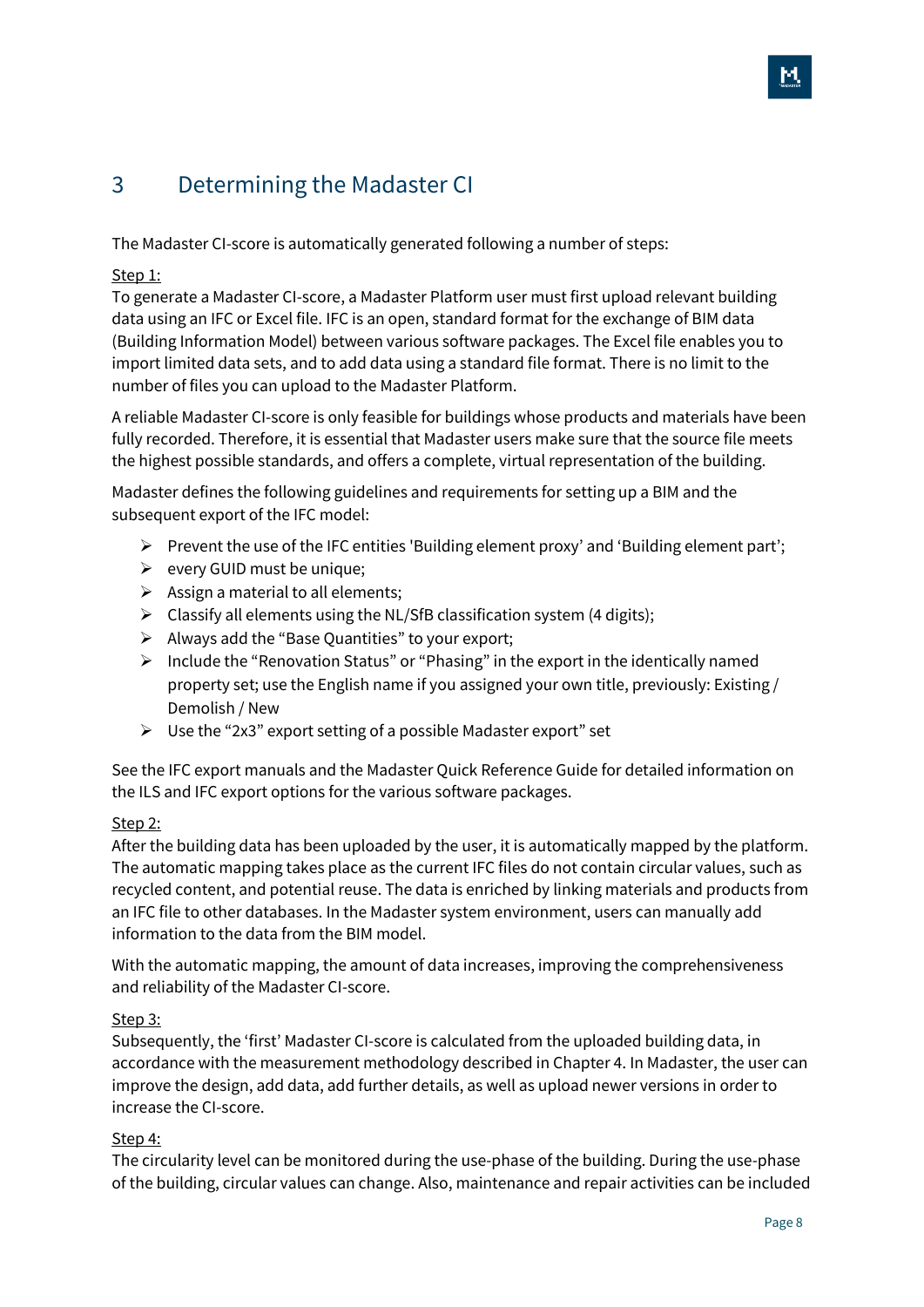# 3 Determining the Madaster CI

The Madaster CI-score is automatically generated following a number of steps:

<u>Step 1:</u>
To generate a Madaster CI-score, a Madaster Platform user must first upload relevant building data using an IFC or Excel file. IFC is an open, standard format for the exchange of BIM data (Building Information Model) between various software packages. The Excel file enables you to import limited data sets, and to add data using a standard file format. There is no limit to the number of files you can upload to the Madaster Platform.

A reliable Madaster CI-score is only feasible for buildings whose products and materials have been fully recorded. Therefore, it is essential that Madaster users make sure that the source file meets the highest possible standards, and offers a complete, virtual representation of the building.

Madaster defines the following guidelines and requirements for setting up a BIM and the subsequent export of the IFC model:

- Prevent the use of the IFC entities 'Building element proxy' and 'Building element part';
- every GUID must be unique;
- Assign a material to all elements;
- Classify all elements using the NL/SfB classification system (4 digits);
- Always add the "Base Quantities" to your export;
- Include the "Renovation Status" or "Phasing" in the export in the identically named property set; use the English name if you assigned your own title, previously: Existing / Demolish / New
- Use the "2x3" export setting of a possible Madaster export" set

See the IFC export manuals and the Madaster Quick Reference Guide for detailed information on the ILS and IFC export options for the various software packages.

<u>Step 2:</u>
After the building data has been uploaded by the user, it is automatically mapped by the platform. The automatic mapping takes place as the current IFC files do not contain circular values, such as recycled content, and potential reuse. The data is enriched by linking materials and products from an IFC file to other databases. In the Madaster system environment, users can manually add information to the data from the BIM model.

With the automatic mapping, the amount of data increases, improving the comprehensiveness and reliability of the Madaster CI-score.

<u>Step 3:</u>
Subsequently, the 'first' Madaster CI-score is calculated from the uploaded building data, in accordance with the measurement methodology described in Chapter 4. In Madaster, the user can improve the design, add data, add further details, as well as upload newer versions in order to increase the CI-score.

<u>Step 4:</u>
The circularity level can be monitored during the use-phase of the building. During the use-phase of the building, circular values can change. Also, maintenance and repair activities can be included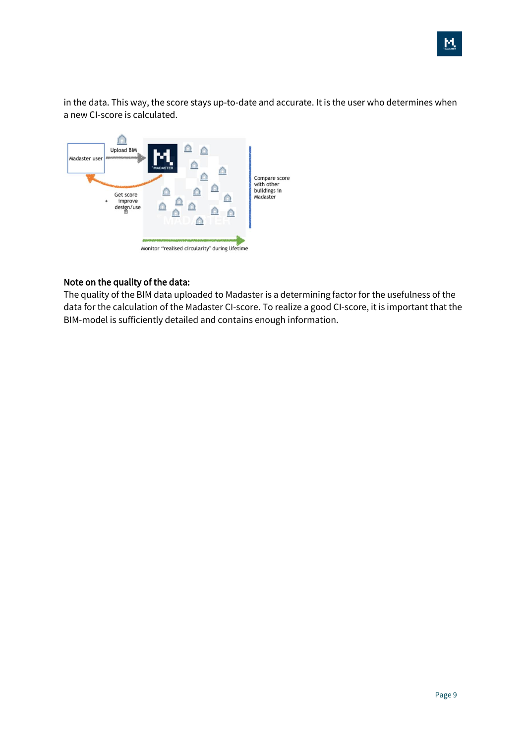in the data. This way, the score stays up-to-date and accurate. It is the user who determines when a new CI-score is calculated.

**Note on the quality of the data:**

The quality of the BIM data uploaded to Madaster is a determining factor for the usefulness of the data for the calculation of the Madaster CI-score. To realize a good CI-score, it is important that the BIM-model is sufficiently detailed and contains enough information.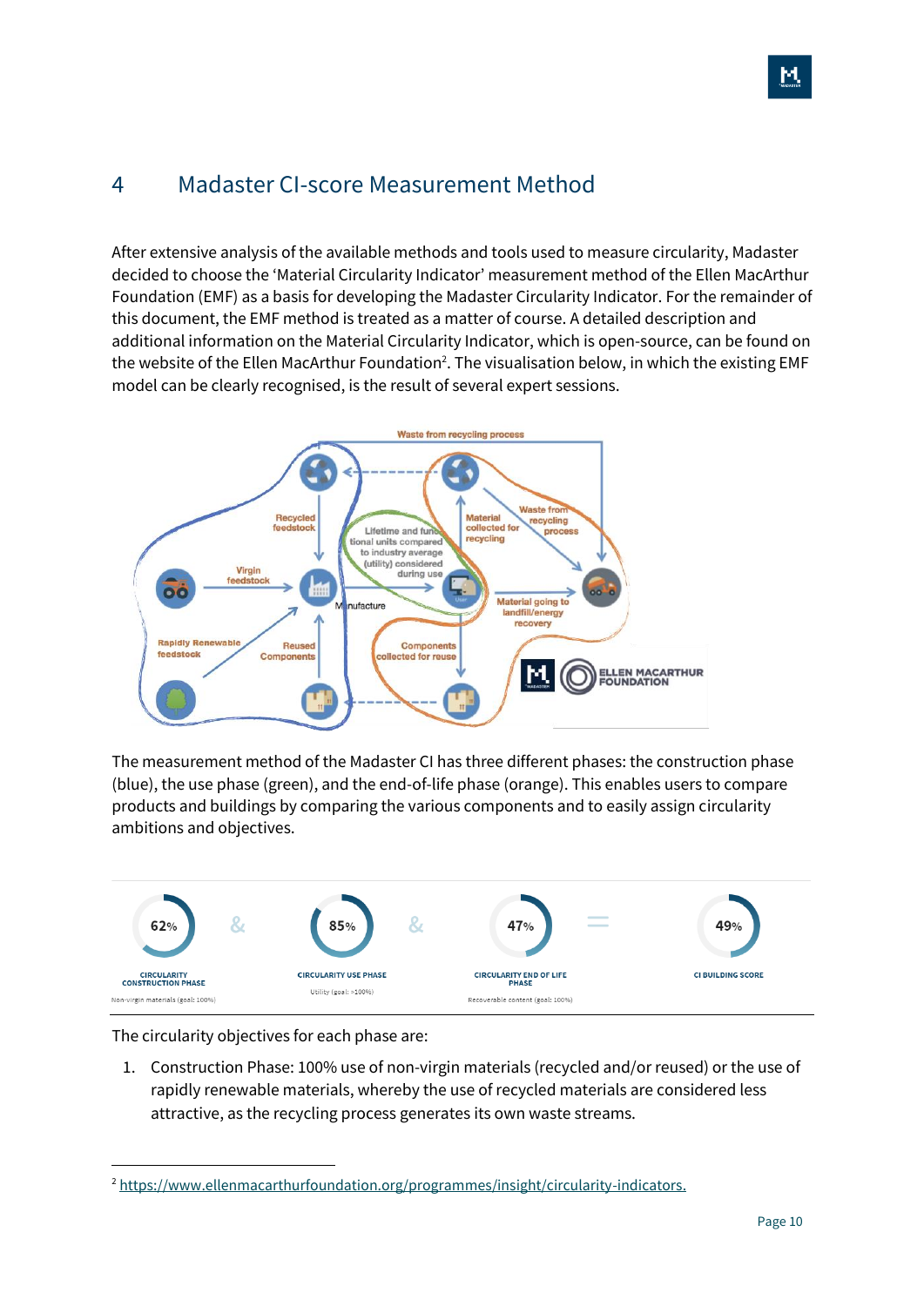# 4 Madaster CI-score Measurement Method

After extensive analysis of the available methods and tools used to measure circularity, Madaster decided to choose the 'Material Circularity Indicator' measurement method of the Ellen MacArthur Foundation (EMF) as a basis for developing the Madaster Circularity Indicator. For the remainder of this document, the EMF method is treated as a matter of course. A detailed description and additional information on the Material Circularity Indicator, which is open-source, can be found on the website of the Ellen MacArthur Foundation[2]. The visualisation below, in which the existing EMF model can be clearly recognised, is the result of several expert sessions.

The measurement method of the Madaster CI has three different phases: the construction phase (blue), the use phase (green), and the end-of-life phase (orange). This enables users to compare products and buildings by comparing the various components and to easily assign circularity ambitions and objectives.

| 62% | & | 85% | & | 47% | = | 49% |
|---|---|---|---|---|---|---|
| CIRCULARITY CONSTRUCTION PHASE | | CIRCULARITY USE PHASE | | CIRCULARITY END OF LIFE PHASE | | CI BUILDING SCORE |
| Non-virgin materials (goal: 100%) | | Utility (goal: >100%) | | Recoverable content (goal: 100%) | | |

The circularity objectives for each phase are:

1. Construction Phase: 100% use of non-virgin materials (recycled and/or reused) or the use of rapidly renewable materials, whereby the use of recycled materials are considered less attractive, as the recycling process generates its own waste streams.

[2] https://www.ellenmacarthurfoundation.org/programmes/insight/circularity-indicators.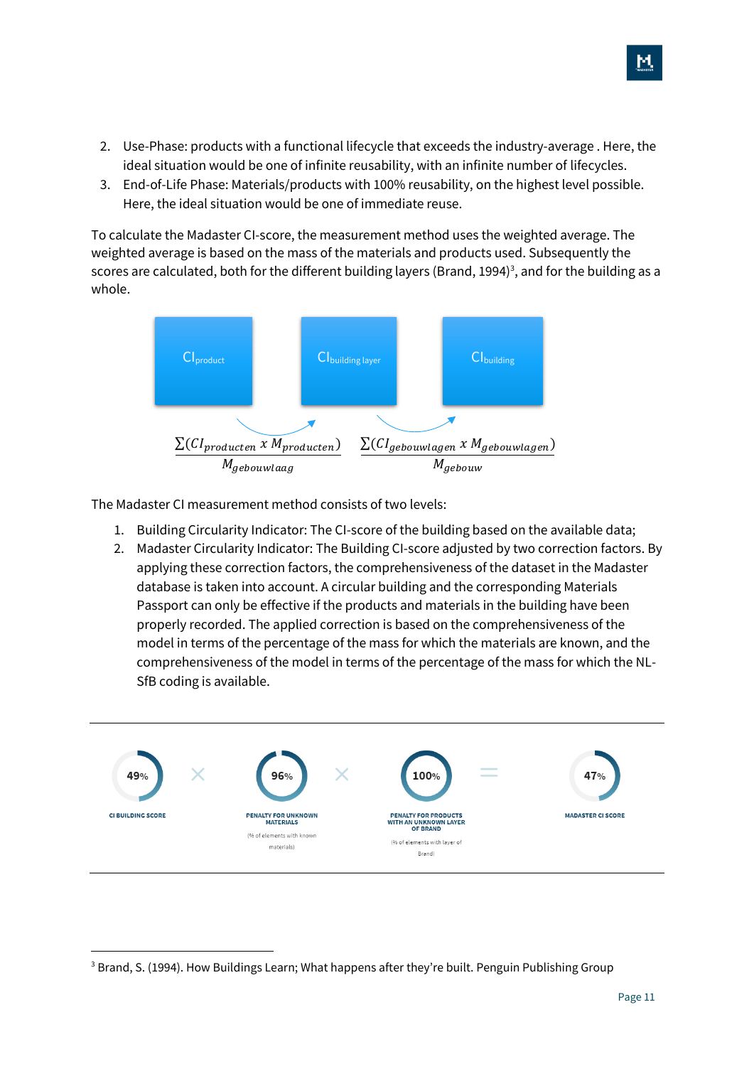2. Use-Phase: products with a functional lifecycle that exceeds the industry-average . Here, the ideal situation would be one of infinite reusability, with an infinite number of lifecycles.
3. End-of-Life Phase: Materials/products with 100% reusability, on the highest level possible. Here, the ideal situation would be one of immediate reuse.

To calculate the Madaster CI-score, the measurement method uses the weighted average. The weighted average is based on the mass of the materials and products used. Subsequently the scores are calculated, both for the different building layers (Brand, 1994)[3], and for the building as a whole.

$CI_{product}$ → $CI_{building\ layer}$ → $CI_{building}$

$$\frac{\sum(CI_{producten}\ x\ M_{producten})}{M_{gebouwlaag}} \qquad \frac{\sum(CI_{gebouwlagen}\ x\ M_{gebouwlagen})}{M_{gebouw}}$$

The Madaster CI measurement method consists of two levels:

1. Building Circularity Indicator: The CI-score of the building based on the available data;
2. Madaster Circularity Indicator: The Building CI-score adjusted by two correction factors. By applying these correction factors, the comprehensiveness of the dataset in the Madaster database is taken into account. A circular building and the corresponding Materials Passport can only be effective if the products and materials in the building have been properly recorded. The applied correction is based on the comprehensiveness of the model in terms of the percentage of the mass for which the materials are known, and the comprehensiveness of the model in terms of the percentage of the mass for which the NL-SfB coding is available.

49% × 96% × 100% = 47%

CI BUILDING SCORE × PENALTY FOR UNKNOWN MATERIALS (% of elements with known materials) × PENALTY FOR PRODUCTS WITH AN UNKNOWN LAYER OF BRAND (% of elements with layer of Brand) = MADASTER CI SCORE

---

[3] Brand, S. (1994). How Buildings Learn; What happens after they're built. Penguin Publishing Group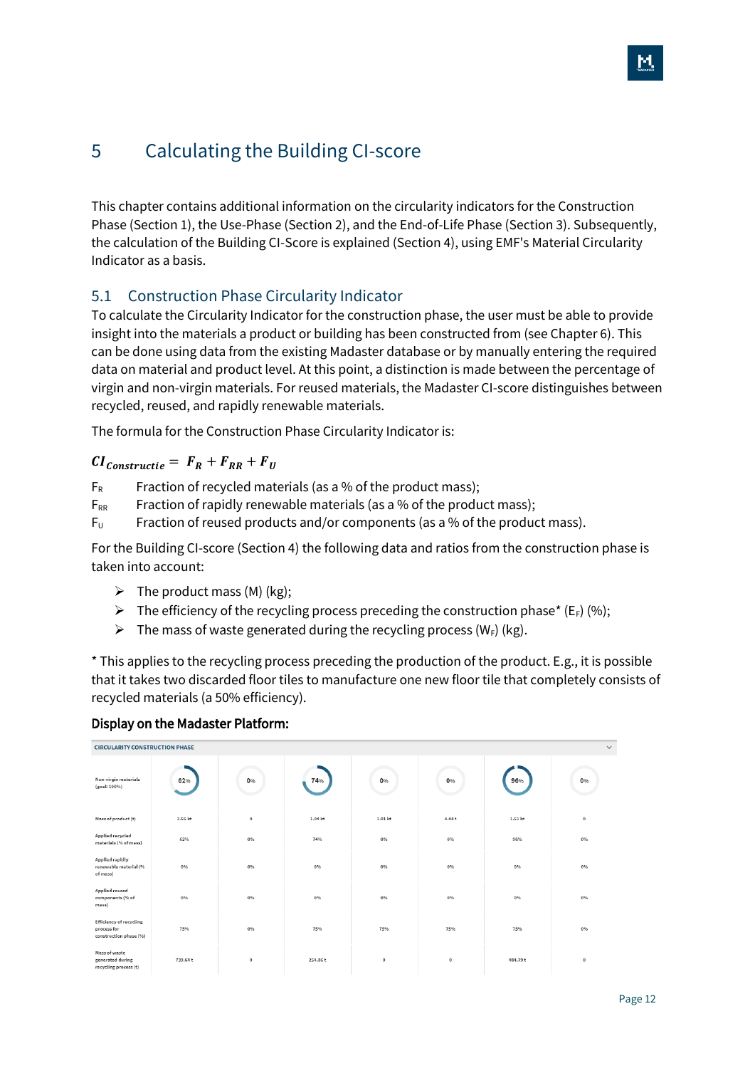# 5 Calculating the Building CI-score

This chapter contains additional information on the circularity indicators for the Construction Phase (Section 1), the Use-Phase (Section 2), and the End-of-Life Phase (Section 3). Subsequently, the calculation of the Building CI-Score is explained (Section 4), using EMF's Material Circularity Indicator as a basis.

## 5.1 Construction Phase Circularity Indicator

To calculate the Circularity Indicator for the construction phase, the user must be able to provide insight into the materials a product or building has been constructed from (see Chapter 6). This can be done using data from the existing Madaster database or by manually entering the required data on material and product level. At this point, a distinction is made between the percentage of virgin and non-virgin materials. For reused materials, the Madaster CI-score distinguishes between recycled, reused, and rapidly renewable materials.

The formula for the Construction Phase Circularity Indicator is:

$$CI_{Constructie} = F_R + F_{RR} + F_U$$

$F_R$ Fraction of recycled materials (as a % of the product mass);
$F_{RR}$ Fraction of rapidly renewable materials (as a % of the product mass);
$F_U$ Fraction of reused products and/or components (as a % of the product mass).

For the Building CI-score (Section 4) the following data and ratios from the construction phase is taken into account:

- The product mass (M) (kg);
- The efficiency of the recycling process preceding the construction phase* ($E_F$) (%);
- The mass of waste generated during the recycling process ($W_F$) (kg).

* This applies to the recycling process preceding the production of the product. E.g., it is possible that it takes two discarded floor tiles to manufacture one new floor tile that completely consists of recycled materials (a 50% efficiency).

**Display on the Madaster Platform:**

CIRCULARITY CONSTRUCTION PHASE

| | | | | | | | |
|---|---|---|---|---|---|---|---|
| Non-virgin materials (goal: 100%) | 62% | 0% | 74% | 0% | 0% | 96% | 0% |
| Mass of product (t) | 3.56 kt | 0 | 1.04 kt | 1.01 kt | 4.44 t | 1.61 kt | 0 |
| Applied recycled materials (% of mass) | 62% | 0% | 74% | 0% | 0% | 96% | 0% |
| Applied rapidly renewable material (% of mass) | 0% | 0% | 0% | 0% | 0% | 0% | 0% |
| Applied reused components (% of mass) | 0% | 0% | 0% | 0% | 0% | 0% | 0% |
| Efficiency of recycling process for construction phase (%) | 75% | 0% | 75% | 75% | 75% | 75% | 0% |
| Mass of waste generated during recycling process (t) | 739.64 t | 0 | 254.86 t | 0 | 0 | 484.79 t | 0 |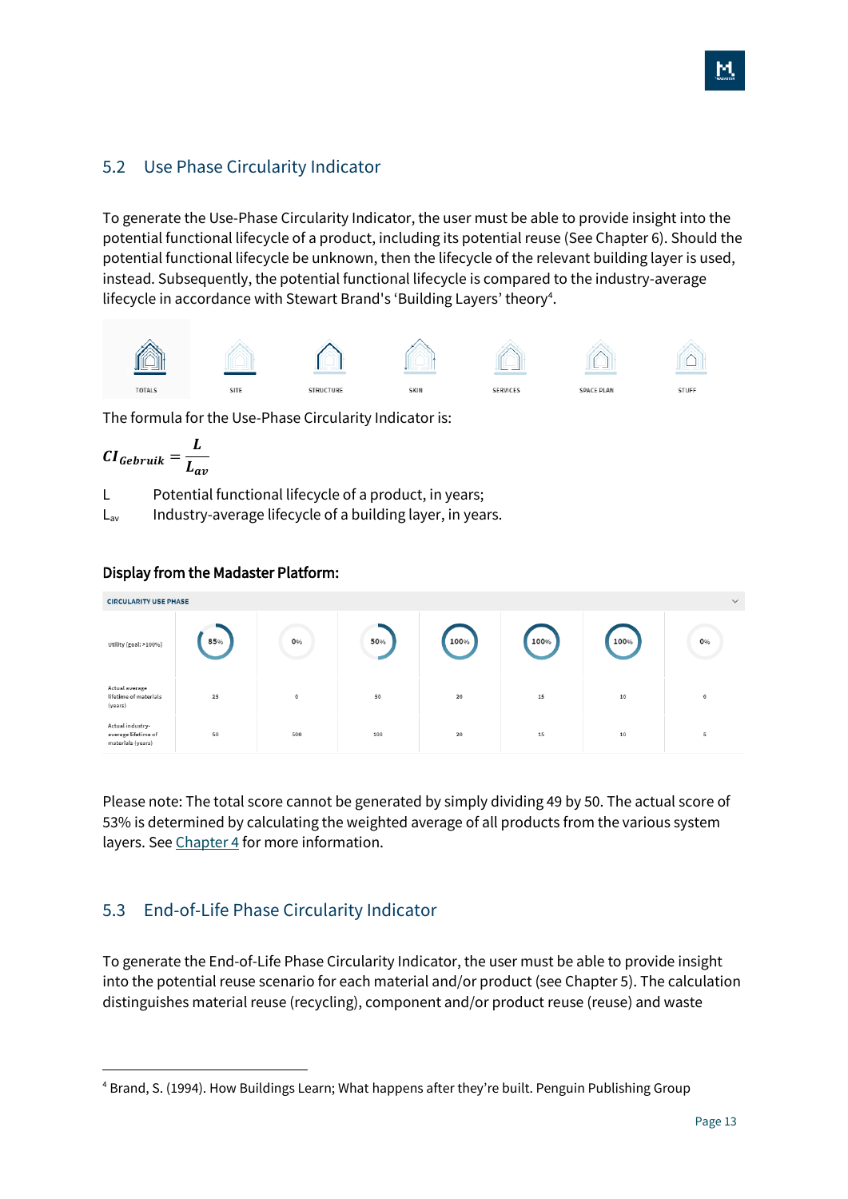## 5.2 Use Phase Circularity Indicator

To generate the Use-Phase Circularity Indicator, the user must be able to provide insight into the potential functional lifecycle of a product, including its potential reuse (See Chapter 6). Should the potential functional lifecycle be unknown, then the lifecycle of the relevant building layer is used, instead. Subsequently, the potential functional lifecycle is compared to the industry-average lifecycle in accordance with Stewart Brand's 'Building Layers' theory[4].

| TOTALS | SITE | STRUCTURE | SKIN | SERVICES | SPACE PLAN | STUFF |
|---|---|---|---|---|---|---|

The formula for the Use-Phase Circularity Indicator is:

$$CI_{Gebruik} = \frac{L}{L_{av}}$$

L Potential functional lifecycle of a product, in years;

$L_{av}$ Industry-average lifecycle of a building layer, in years.

**Display from the Madaster Platform:**

CIRCULARITY USE PHASE

| | | | | | | | |
|---|---|---|---|---|---|---|---|
| Utility (goal: >100%) | 85% | 0% | 50% | 100% | 100% | 100% | 0% |
| Actual average lifetime of materials (years) | 25 | 0 | 50 | 20 | 15 | 10 | 0 |
| Actual industry-average lifetime of materials (years) | 50 | 500 | 100 | 20 | 15 | 10 | 5 |

Please note: The total score cannot be generated by simply dividing 49 by 50. The actual score of 53% is determined by calculating the weighted average of all products from the various system layers. See Chapter 4 for more information.

## 5.3 End-of-Life Phase Circularity Indicator

To generate the End-of-Life Phase Circularity Indicator, the user must be able to provide insight into the potential reuse scenario for each material and/or product (see Chapter 5). The calculation distinguishes material reuse (recycling), component and/or product reuse (reuse) and waste

[4] Brand, S. (1994). How Buildings Learn; What happens after they're built. Penguin Publishing Group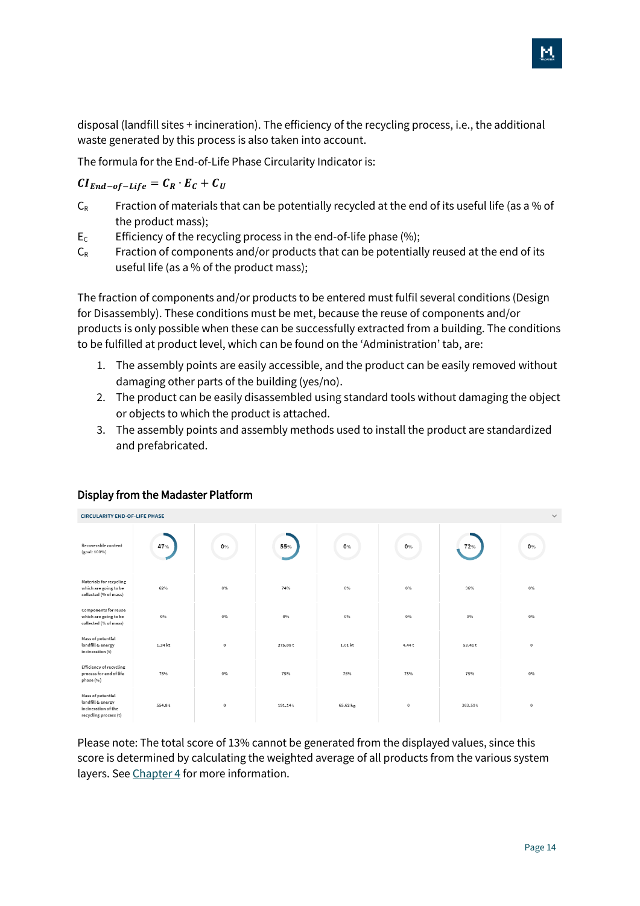disposal (landfill sites + incineration). The efficiency of the recycling process, i.e., the additional waste generated by this process is also taken into account.

The formula for the End-of-Life Phase Circularity Indicator is:

$$CI_{End-of-Life} = C_R \cdot E_C + C_U$$

$C_R$ Fraction of materials that can be potentially recycled at the end of its useful life (as a % of the product mass);

$E_C$ Efficiency of the recycling process in the end-of-life phase (%);

$C_R$ Fraction of components and/or products that can be potentially reused at the end of its useful life (as a % of the product mass);

The fraction of components and/or products to be entered must fulfil several conditions (Design for Disassembly). These conditions must be met, because the reuse of components and/or products is only possible when these can be successfully extracted from a building. The conditions to be fulfilled at product level, which can be found on the 'Administration' tab, are:

1. The assembly points are easily accessible, and the product can be easily removed without damaging other parts of the building (yes/no).
2. The product can be easily disassembled using standard tools without damaging the object or objects to which the product is attached.
3. The assembly points and assembly methods used to install the product are standardized and prefabricated.

## Display from the Madaster Platform

**CIRCULARITY END-OF-LIFE PHASE**

| | | | | | | | |
|---|---|---|---|---|---|---|---|
| Recoverable content (goal: 100%) | 47% | 0% | 55% | 0% | 0% | 72% | 0% |
| Materials for recycling which are going to be collected (% of mass) | 62% | 0% | 74% | 0% | 0% | 96% | 0% |
| Components for reuse which are going to be collected (% of mass) | 0% | 0% | 0% | 0% | 0% | 0% | 0% |
| Mass of potential landfill & energy incineration (t) | 1.34 kt | 0 | 275.08 t | 1.01 kt | 4.44 t | 53.41 t | 0 |
| Efficiency of recycling process for end of life phase (%) | 75% | 0% | 75% | 75% | 75% | 75% | 0% |
| Mass of potential landfill & energy incineration of the recycling process (t) | 554.8 t | 0 | 191.14 t | 65.62 kg | 0 | 363.59 t | 0 |

Please note: The total score of 13% cannot be generated from the displayed values, since this score is determined by calculating the weighted average of all products from the various system layers. See Chapter 4 for more information.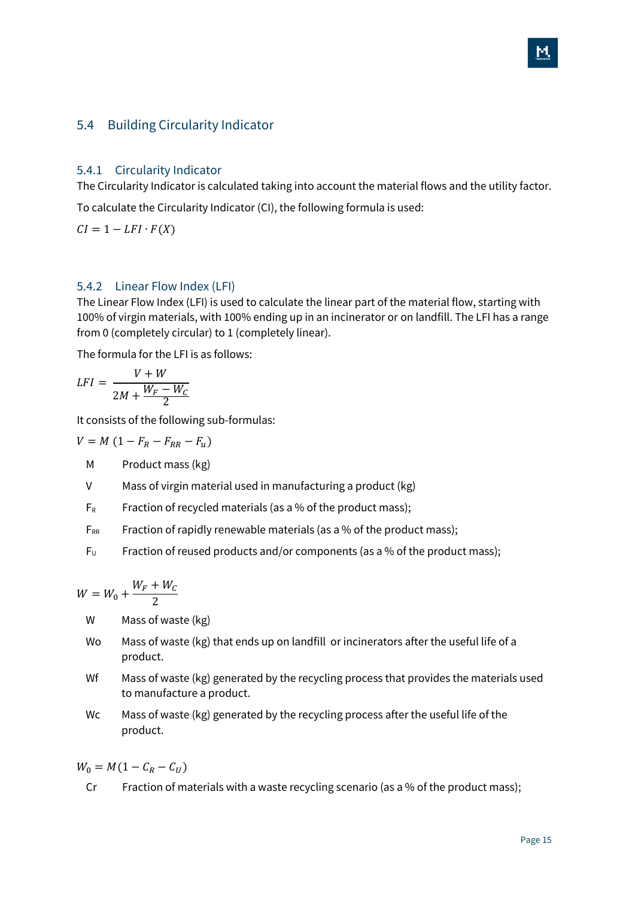## 5.4 Building Circularity Indicator

### 5.4.1 Circularity Indicator

The Circularity Indicator is calculated taking into account the material flows and the utility factor.

To calculate the Circularity Indicator (CI), the following formula is used:

$$CI = 1 - LFI \cdot F(X)$$

### 5.4.2 Linear Flow Index (LFI)

The Linear Flow Index (LFI) is used to calculate the linear part of the material flow, starting with 100% of virgin materials, with 100% ending up in an incinerator or on landfill. The LFI has a range from 0 (completely circular) to 1 (completely linear).

The formula for the LFI is as follows:

$$LFI = \frac{V + W}{2M + \frac{W_F - W_C}{2}}$$

It consists of the following sub-formulas:

$$V = M\ (1 - F_R - F_{RR} - F_u)$$

- M — Product mass (kg)
- V — Mass of virgin material used in manufacturing a product (kg)
- $F_R$ — Fraction of recycled materials (as a % of the product mass);
- $F_{RR}$ — Fraction of rapidly renewable materials (as a % of the product mass);
- $F_U$ — Fraction of reused products and/or components (as a % of the product mass);

$$W = W_0 + \frac{W_F + W_C}{2}$$

- W — Mass of waste (kg)
- Wo — Mass of waste (kg) that ends up on landfill or incinerators after the useful life of a product.
- Wf — Mass of waste (kg) generated by the recycling process that provides the materials used to manufacture a product.
- Wc — Mass of waste (kg) generated by the recycling process after the useful life of the product.

$$W_0 = M(1 - C_R - C_U)$$

- Cr — Fraction of materials with a waste recycling scenario (as a % of the product mass);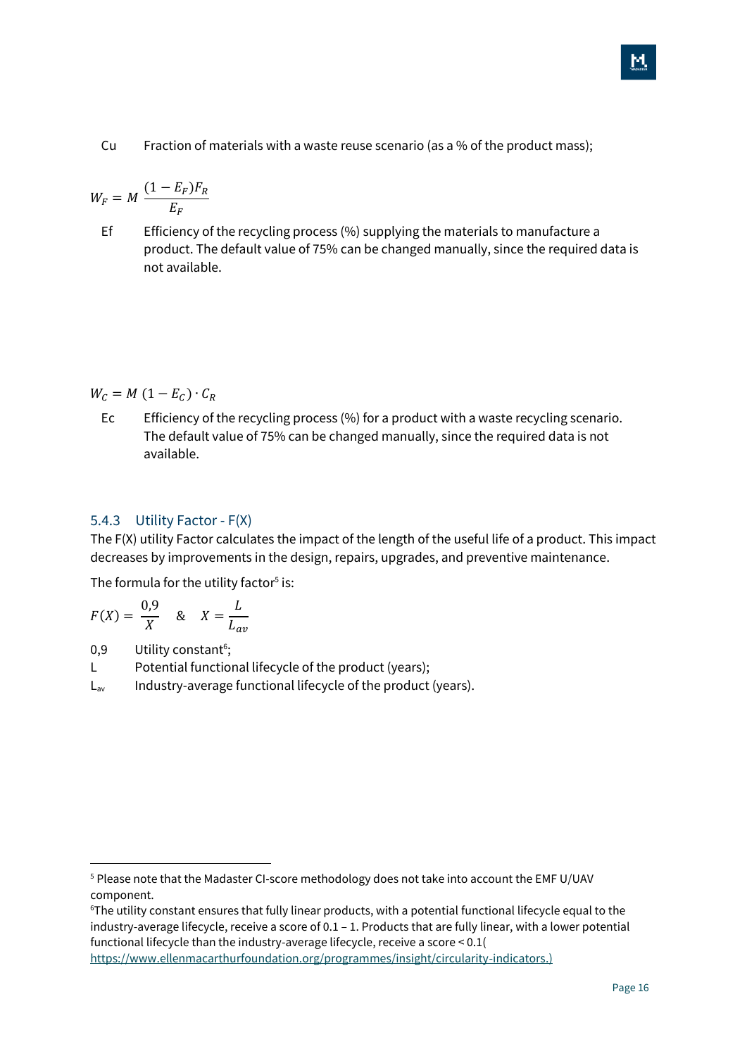Cu Fraction of materials with a waste reuse scenario (as a % of the product mass);

$$W_F = M \, \frac{(1 - E_F)F_R}{E_F}$$

Ef Efficiency of the recycling process (%) supplying the materials to manufacture a product. The default value of 75% can be changed manually, since the required data is not available.

$$W_C = M \, (1 - E_C) \cdot C_R$$

Ec Efficiency of the recycling process (%) for a product with a waste recycling scenario. The default value of 75% can be changed manually, since the required data is not available.

### 5.4.3 Utility Factor - F(X)

The F(X) utility Factor calculates the impact of the length of the useful life of a product. This impact decreases by improvements in the design, repairs, upgrades, and preventive maintenance.

The formula for the utility factor[5] is:

$$F(X) = \frac{0{,}9}{X} \quad \& \quad X = \frac{L}{L_{av}}$$

0,9 Utility constant[6];

L Potential functional lifecycle of the product (years);

$L_{av}$ Industry-average functional lifecycle of the product (years).

---

[5] Please note that the Madaster CI-score methodology does not take into account the EMF U/UAV component.

[6] The utility constant ensures that fully linear products, with a potential functional lifecycle equal to the industry-average lifecycle, receive a score of 0.1 – 1. Products that are fully linear, with a lower potential functional lifecycle than the industry-average lifecycle, receive a score < 0.1( https://www.ellenmacarthurfoundation.org/programmes/insight/circularity-indicators.)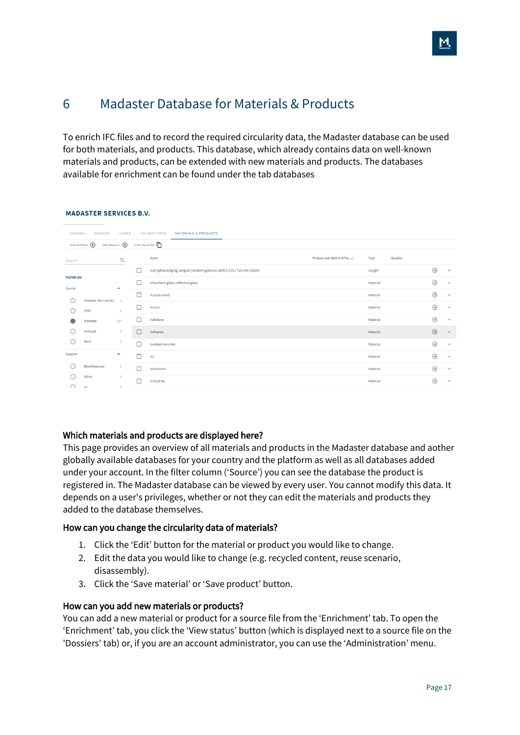# 6 Madaster Database for Materials & Products

To enrich IFC files and to record the required circularity data, the Madaster database can be used for both materials, and products. This database, which already contains data on well-known materials and products, can be extended with new materials and products. The databases available for enrichment can be found under the tab databases

### Which materials and products are displayed here?

This page provides an overview of all materials and products in the Madaster database and aother globally available databases for your country and the platform as well as all databases added under your account. In the filter column ('Source') you can see the database the product is registered in. The Madaster database can be viewed by every user. You cannot modify this data. It depends on a user's privileges, whether or not they can edit the materials and products they added to the database themselves.

### How can you change the circularity data of materials?

1. Click the 'Edit' button for the material or product you would like to change.
2. Edit the data you would like to change (e.g. recycled content, reuse scenario, disassembly).
3. Click the 'Save material' or 'Save product' button.

### How can you add new materials or products?

You can add a new material or product for a source file from the 'Enrichment' tab. To open the 'Enrichment' tab, you click the 'View status' button (which is displayed next to a source file on the 'Dossiers' tab) or, if you are an account administrator, you can use the 'Administration' menu.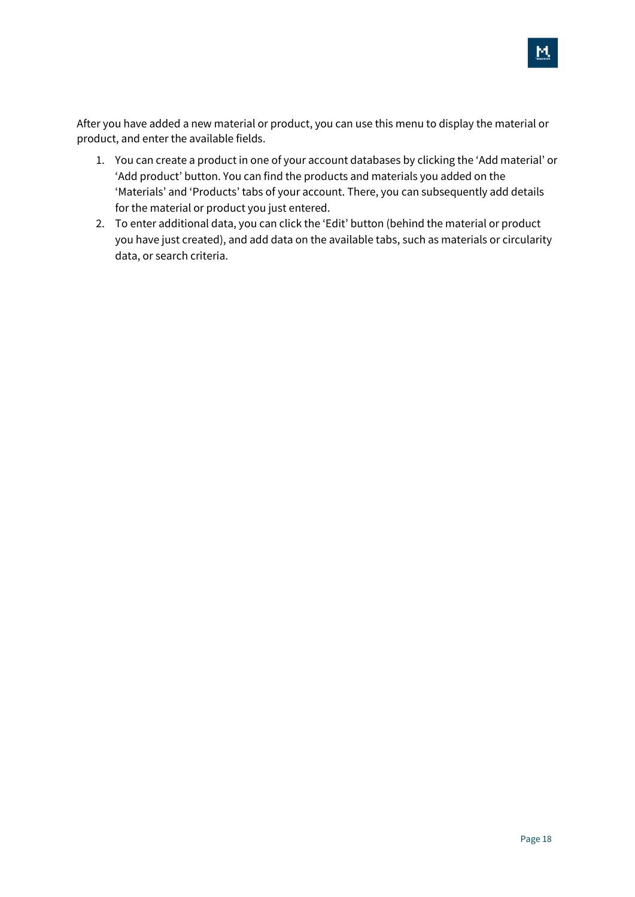After you have added a new material or product, you can use this menu to display the material or product, and enter the available fields.

1. You can create a product in one of your account databases by clicking the ‘Add material’ or ‘Add product’ button. You can find the products and materials you added on the ‘Materials’ and ‘Products’ tabs of your account. There, you can subsequently add details for the material or product you just entered.
2. To enter additional data, you can click the ‘Edit’ button (behind the material or product you have just created), and add data on the available tabs, such as materials or circularity data, or search criteria.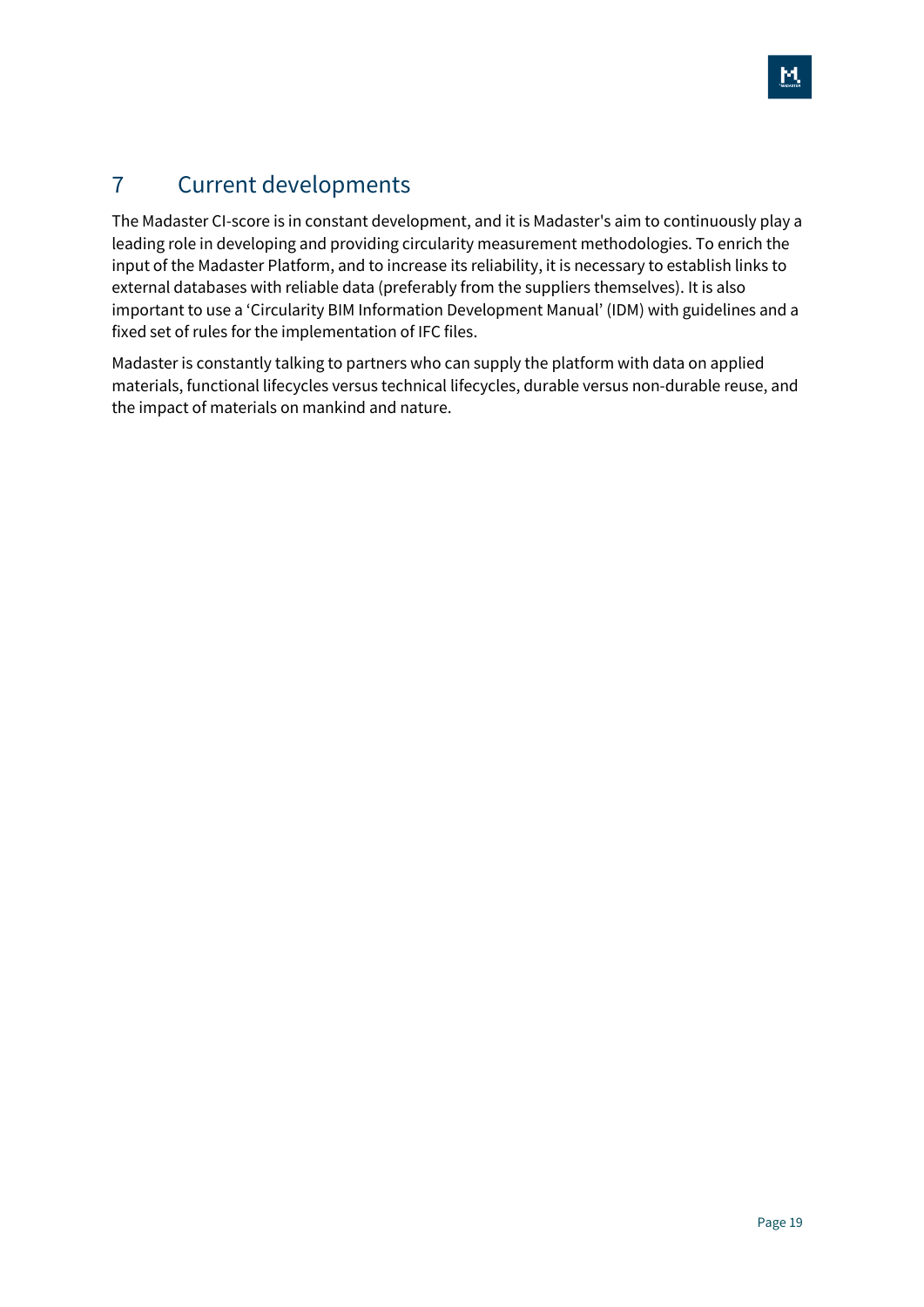# 7 Current developments

The Madaster CI-score is in constant development, and it is Madaster's aim to continuously play a leading role in developing and providing circularity measurement methodologies. To enrich the input of the Madaster Platform, and to increase its reliability, it is necessary to establish links to external databases with reliable data (preferably from the suppliers themselves). It is also important to use a 'Circularity BIM Information Development Manual' (IDM) with guidelines and a fixed set of rules for the implementation of IFC files.

Madaster is constantly talking to partners who can supply the platform with data on applied materials, functional lifecycles versus technical lifecycles, durable versus non-durable reuse, and the impact of materials on mankind and nature.